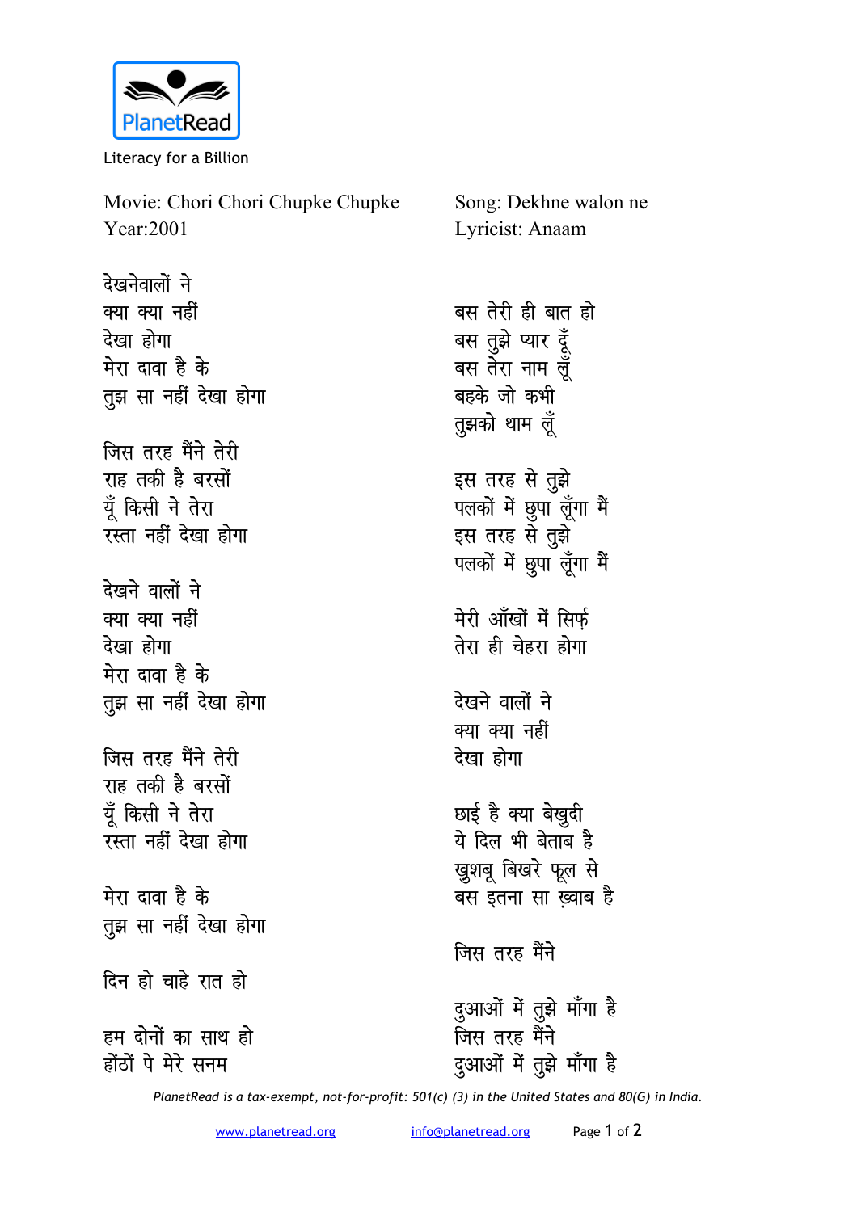PlanetRead

Literacy for a Billion

Movie: Chori Chori Chupke Chupke
Year:2001

Song: Dekhne walon ne
Lyricist: Anaam

देखनेवालों ने
क्या क्या नहीं
देखा होगा
मेरा दावा है के
तुझ सा नहीं देखा होगा

जिस तरह मैंने तेरी
राह तकी है बरसों
यूँ किसी ने तेरा
रस्ता नहीं देखा होगा

देखने वालों ने
क्या क्या नहीं
देखा होगा
मेरा दावा है के
तुझ सा नहीं देखा होगा

जिस तरह मैंने तेरी
राह तकी है बरसों
यूँ किसी ने तेरा
रस्ता नहीं देखा होगा

मेरा दावा है के
तुझ सा नहीं देखा होगा

दिन हो चाहे रात हो

हम दोनों का साथ हो
होंठों पे मेरे सनम

बस तेरी ही बात हो
बस तुझे प्यार दूँ
बस तेरा नाम लूँ
बहके जो कभी
तुझको थाम लूँ

इस तरह से तुझे
पलकों में छुपा लूँगा मैं
इस तरह से तुझे
पलकों में छुपा लूँगा मैं

मेरी आँखों में सिर्फ़
तेरा ही चेहरा होगा

देखने वालों ने
क्या क्या नहीं
देखा होगा

छाई है क्या बेखुदी
ये दिल भी बेताब है
खुशबू बिखरे फूल से
बस इतना सा ख़्वाब है

जिस तरह मैंने

दुआओं में तुझे माँगा है
जिस तरह मैंने
दुआओं में तुझे माँगा है

*PlanetRead is a tax-exempt, not-for-profit: 501(c) (3) in the United States and 80(G) in India.*

www.planetread.org info@planetread.org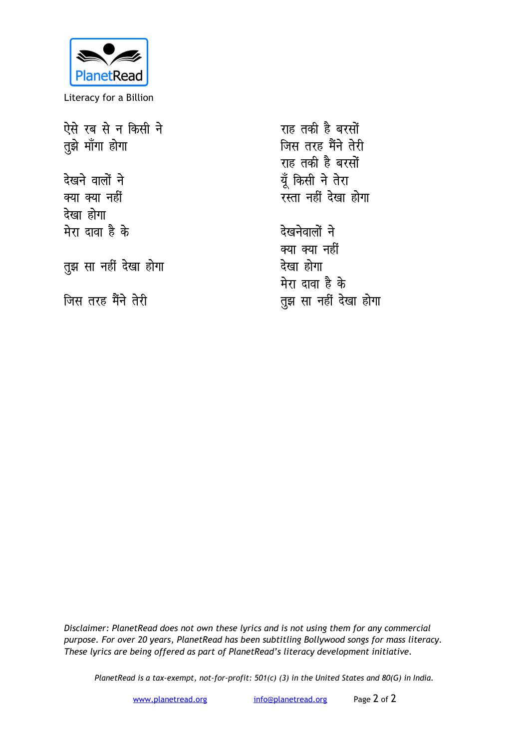PlanetRead

Literacy for a Billion

ऐसे रब से न किसी ने
तुझे माँगा होगा

देखने वालों ने
क्या क्या नहीं
देखा होगा
मेरा दावा है के

तुझ सा नहीं देखा होगा

जिस तरह मैंने तेरी

राह तकी है बरसों
जिस तरह मैंने तेरी
राह तकी है बरसों
यूँ किसी ने तेरा
रस्ता नहीं देखा होगा

देखनेवालों ने
क्या क्या नहीं
देखा होगा
मेरा दावा है के
तुझ सा नहीं देखा होगा

*Disclaimer: PlanetRead does not own these lyrics and is not using them for any commercial purpose. For over 20 years, PlanetRead has been subtitling Bollywood songs for mass literacy. These lyrics are being offered as part of PlanetRead's literacy development initiative.*

*PlanetRead is a tax-exempt, not-for-profit: 501(c) (3) in the United States and 80(G) in India.*

www.planetread.org    info@planetread.org